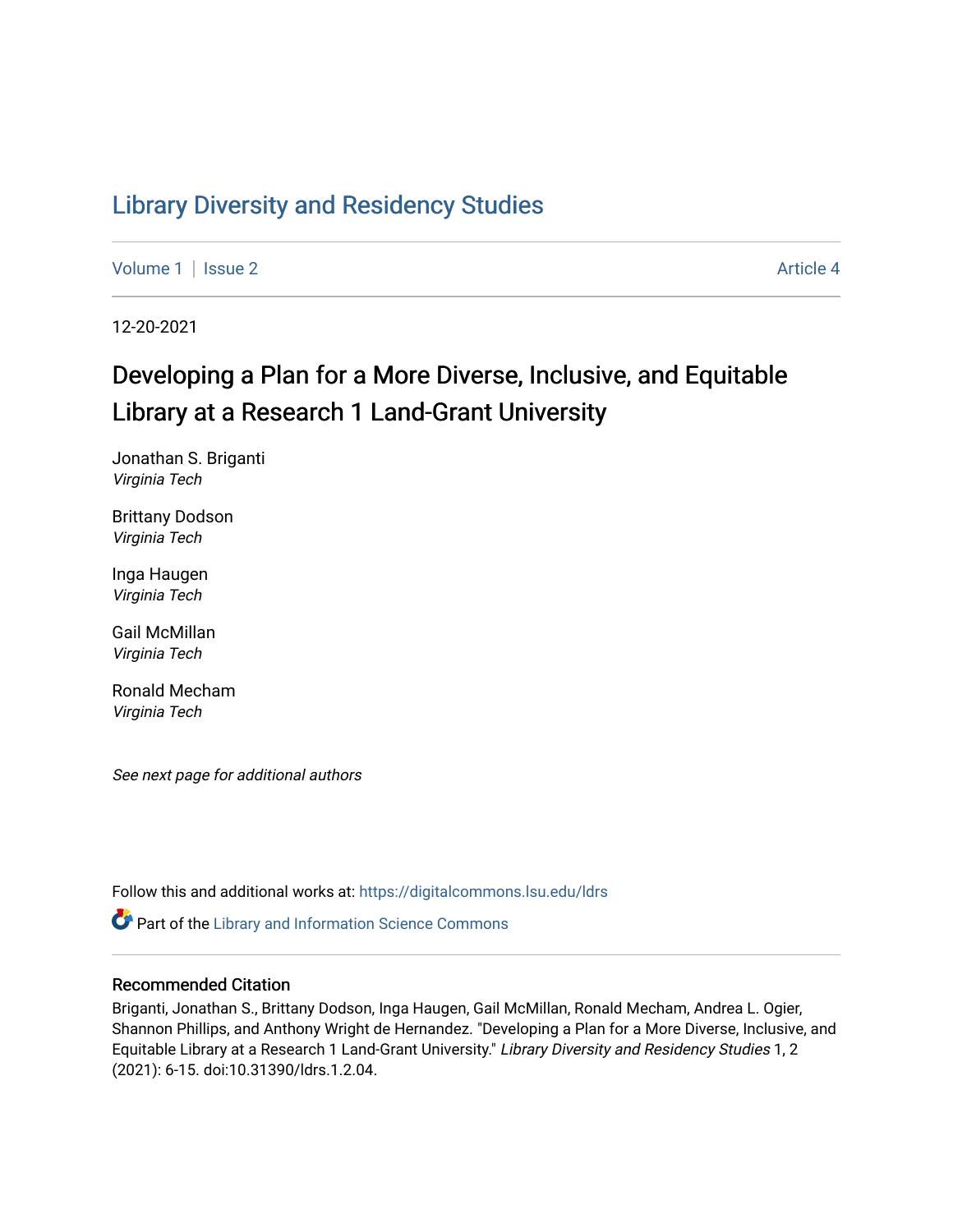# Library Diversity and Residency Studies

Volume 1 | Issue 2 Article 4

12-20-2021

## Developing a Plan for a More Diverse, Inclusive, and Equitable Library at a Research 1 Land-Grant University

Jonathan S. Briganti
*Virginia Tech*

Brittany Dodson
*Virginia Tech*

Inga Haugen
*Virginia Tech*

Gail McMillan
*Virginia Tech*

Ronald Mecham
*Virginia Tech*

*See next page for additional authors*

Follow this and additional works at: https://digitalcommons.lsu.edu/ldrs

Part of the Library and Information Science Commons

### Recommended Citation

Briganti, Jonathan S., Brittany Dodson, Inga Haugen, Gail McMillan, Ronald Mecham, Andrea L. Ogier, Shannon Phillips, and Anthony Wright de Hernandez. "Developing a Plan for a More Diverse, Inclusive, and Equitable Library at a Research 1 Land-Grant University." *Library Diversity and Residency Studies* 1, 2 (2021): 6-15. doi:10.31390/ldrs.1.2.04.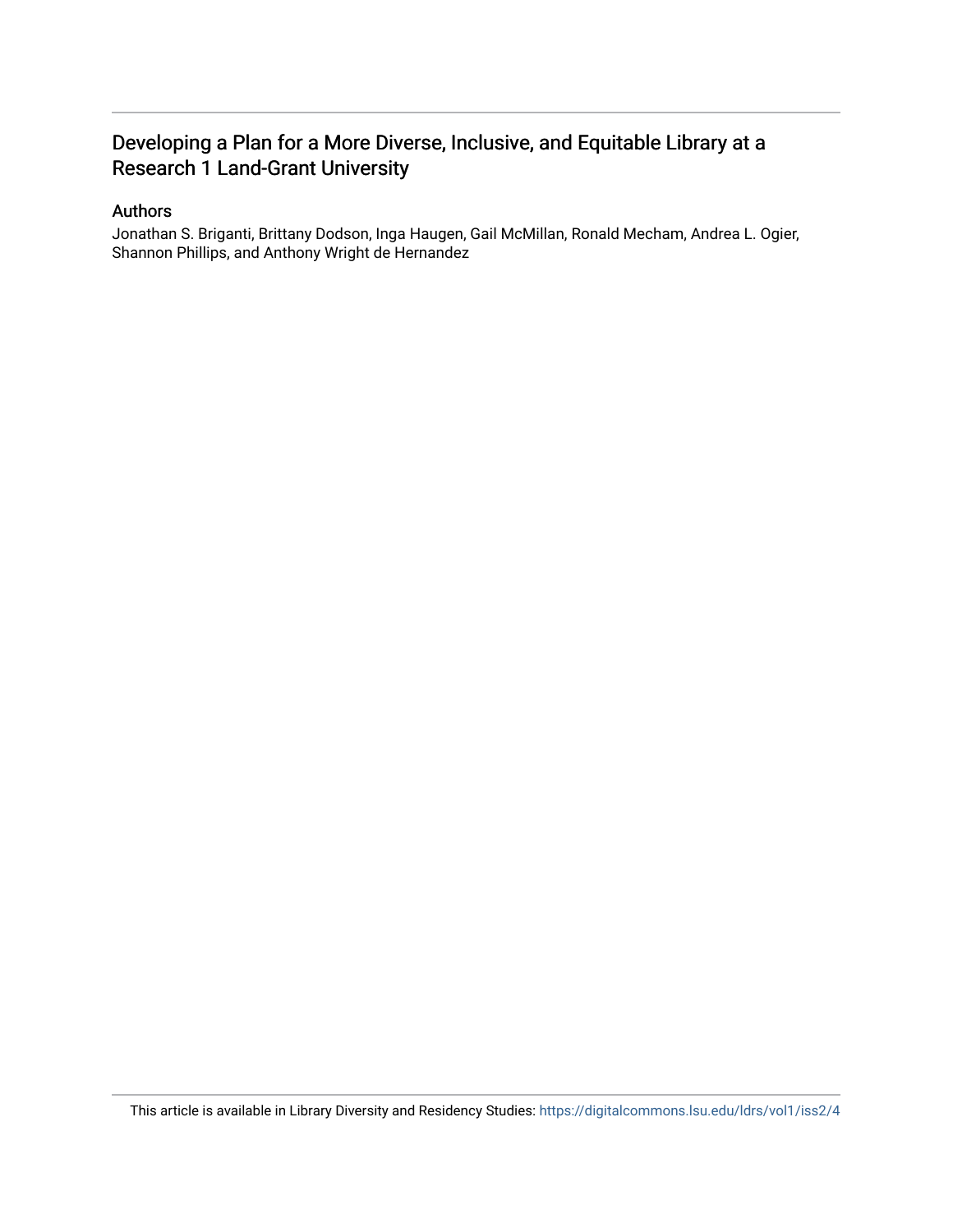# Developing a Plan for a More Diverse, Inclusive, and Equitable Library at a Research 1 Land-Grant University

## Authors

Jonathan S. Briganti, Brittany Dodson, Inga Haugen, Gail McMillan, Ronald Mecham, Andrea L. Ogier, Shannon Phillips, and Anthony Wright de Hernandez

This article is available in Library Diversity and Residency Studies: https://digitalcommons.lsu.edu/ldrs/vol1/iss2/4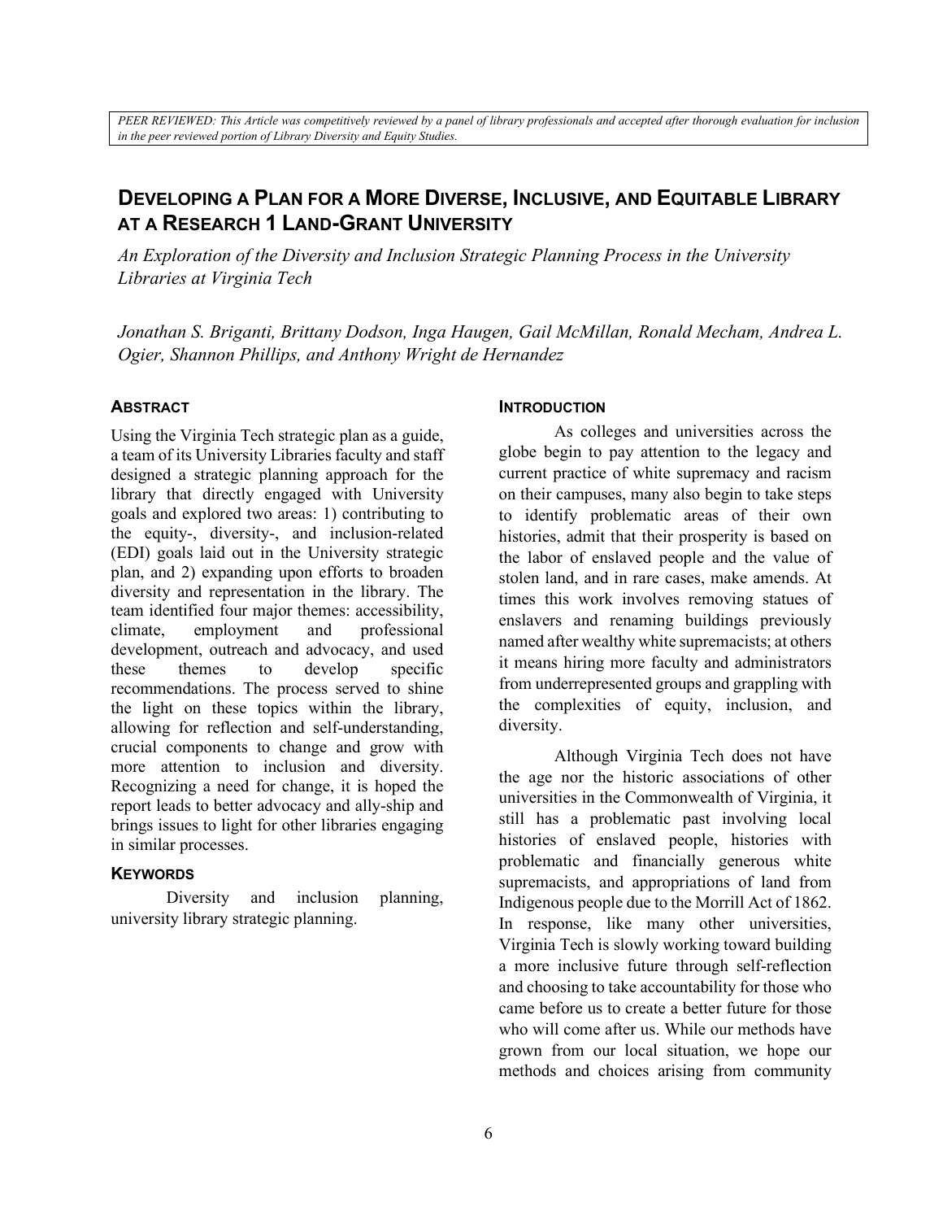*PEER REVIEWED: This Article was competitively reviewed by a panel of library professionals and accepted after thorough evaluation for inclusion in the peer reviewed portion of Library Diversity and Equity Studies.*

# Developing a Plan for a More Diverse, Inclusive, and Equitable Library at a Research 1 Land-Grant University

*An Exploration of the Diversity and Inclusion Strategic Planning Process in the University Libraries at Virginia Tech*

*Jonathan S. Briganti, Brittany Dodson, Inga Haugen, Gail McMillan, Ronald Mecham, Andrea L. Ogier, Shannon Phillips, and Anthony Wright de Hernandez*

## Abstract

Using the Virginia Tech strategic plan as a guide, a team of its University Libraries faculty and staff designed a strategic planning approach for the library that directly engaged with University goals and explored two areas: 1) contributing to the equity-, diversity-, and inclusion-related (EDI) goals laid out in the University strategic plan, and 2) expanding upon efforts to broaden diversity and representation in the library. The team identified four major themes: accessibility, climate, employment and professional development, outreach and advocacy, and used these themes to develop specific recommendations. The process served to shine the light on these topics within the library, allowing for reflection and self-understanding, crucial components to change and grow with more attention to inclusion and diversity. Recognizing a need for change, it is hoped the report leads to better advocacy and ally-ship and brings issues to light for other libraries engaging in similar processes.

## Keywords

Diversity and inclusion planning, university library strategic planning.

## Introduction

As colleges and universities across the globe begin to pay attention to the legacy and current practice of white supremacy and racism on their campuses, many also begin to take steps to identify problematic areas of their own histories, admit that their prosperity is based on the labor of enslaved people and the value of stolen land, and in rare cases, make amends. At times this work involves removing statues of enslavers and renaming buildings previously named after wealthy white supremacists; at others it means hiring more faculty and administrators from underrepresented groups and grappling with the complexities of equity, inclusion, and diversity.

Although Virginia Tech does not have the age nor the historic associations of other universities in the Commonwealth of Virginia, it still has a problematic past involving local histories of enslaved people, histories with problematic and financially generous white supremacists, and appropriations of land from Indigenous people due to the Morrill Act of 1862. In response, like many other universities, Virginia Tech is slowly working toward building a more inclusive future through self-reflection and choosing to take accountability for those who came before us to create a better future for those who will come after us. While our methods have grown from our local situation, we hope our methods and choices arising from community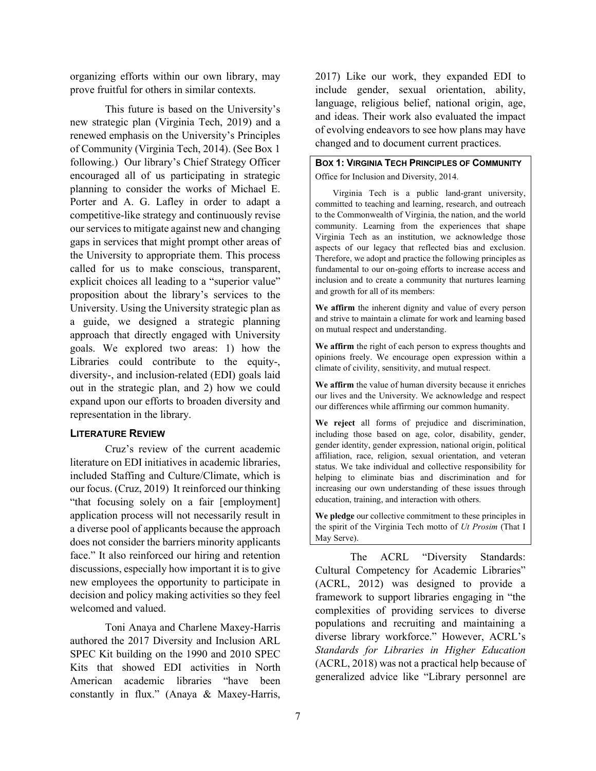organizing efforts within our own library, may prove fruitful for others in similar contexts.

This future is based on the University's new strategic plan (Virginia Tech, 2019) and a renewed emphasis on the University's Principles of Community (Virginia Tech, 2014). (See Box 1 following.) Our library's Chief Strategy Officer encouraged all of us participating in strategic planning to consider the works of Michael E. Porter and A. G. Lafley in order to adapt a competitive-like strategy and continuously revise our services to mitigate against new and changing gaps in services that might prompt other areas of the University to appropriate them. This process called for us to make conscious, transparent, explicit choices all leading to a "superior value" proposition about the library's services to the University. Using the University strategic plan as a guide, we designed a strategic planning approach that directly engaged with University goals. We explored two areas: 1) how the Libraries could contribute to the equity-, diversity-, and inclusion-related (EDI) goals laid out in the strategic plan, and 2) how we could expand upon our efforts to broaden diversity and representation in the library.

## Literature Review

Cruz's review of the current academic literature on EDI initiatives in academic libraries, included Staffing and Culture/Climate, which is our focus. (Cruz, 2019) It reinforced our thinking "that focusing solely on a fair [employment] application process will not necessarily result in a diverse pool of applicants because the approach does not consider the barriers minority applicants face." It also reinforced our hiring and retention discussions, especially how important it is to give new employees the opportunity to participate in decision and policy making activities so they feel welcomed and valued.

Toni Anaya and Charlene Maxey-Harris authored the 2017 Diversity and Inclusion ARL SPEC Kit building on the 1990 and 2010 SPEC Kits that showed EDI activities in North American academic libraries "have been constantly in flux." (Anaya & Maxey-Harris, 2017) Like our work, they expanded EDI to include gender, sexual orientation, ability, language, religious belief, national origin, age, and ideas. Their work also evaluated the impact of evolving endeavors to see how plans may have changed and to document current practices.

> **Box 1: Virginia Tech Principles of Community**
>
> Office for Inclusion and Diversity, 2014.
>
> Virginia Tech is a public land-grant university, committed to teaching and learning, research, and outreach to the Commonwealth of Virginia, the nation, and the world community. Learning from the experiences that shape Virginia Tech as an institution, we acknowledge those aspects of our legacy that reflected bias and exclusion. Therefore, we adopt and practice the following principles as fundamental to our on-going efforts to increase access and inclusion and to create a community that nurtures learning and growth for all of its members:
>
> **We affirm** the inherent dignity and value of every person and strive to maintain a climate for work and learning based on mutual respect and understanding.
>
> **We affirm** the right of each person to express thoughts and opinions freely. We encourage open expression within a climate of civility, sensitivity, and mutual respect.
>
> **We affirm** the value of human diversity because it enriches our lives and the University. We acknowledge and respect our differences while affirming our common humanity.
>
> **We reject** all forms of prejudice and discrimination, including those based on age, color, disability, gender, gender identity, gender expression, national origin, political affiliation, race, religion, sexual orientation, and veteran status. We take individual and collective responsibility for helping to eliminate bias and discrimination and for increasing our own understanding of these issues through education, training, and interaction with others.
>
> **We pledge** our collective commitment to these principles in the spirit of the Virginia Tech motto of *Ut Prosim* (That I May Serve).

The ACRL "Diversity Standards: Cultural Competency for Academic Libraries" (ACRL, 2012) was designed to provide a framework to support libraries engaging in "the complexities of providing services to diverse populations and recruiting and maintaining a diverse library workforce." However, ACRL's *Standards for Libraries in Higher Education* (ACRL, 2018) was not a practical help because of generalized advice like "Library personnel are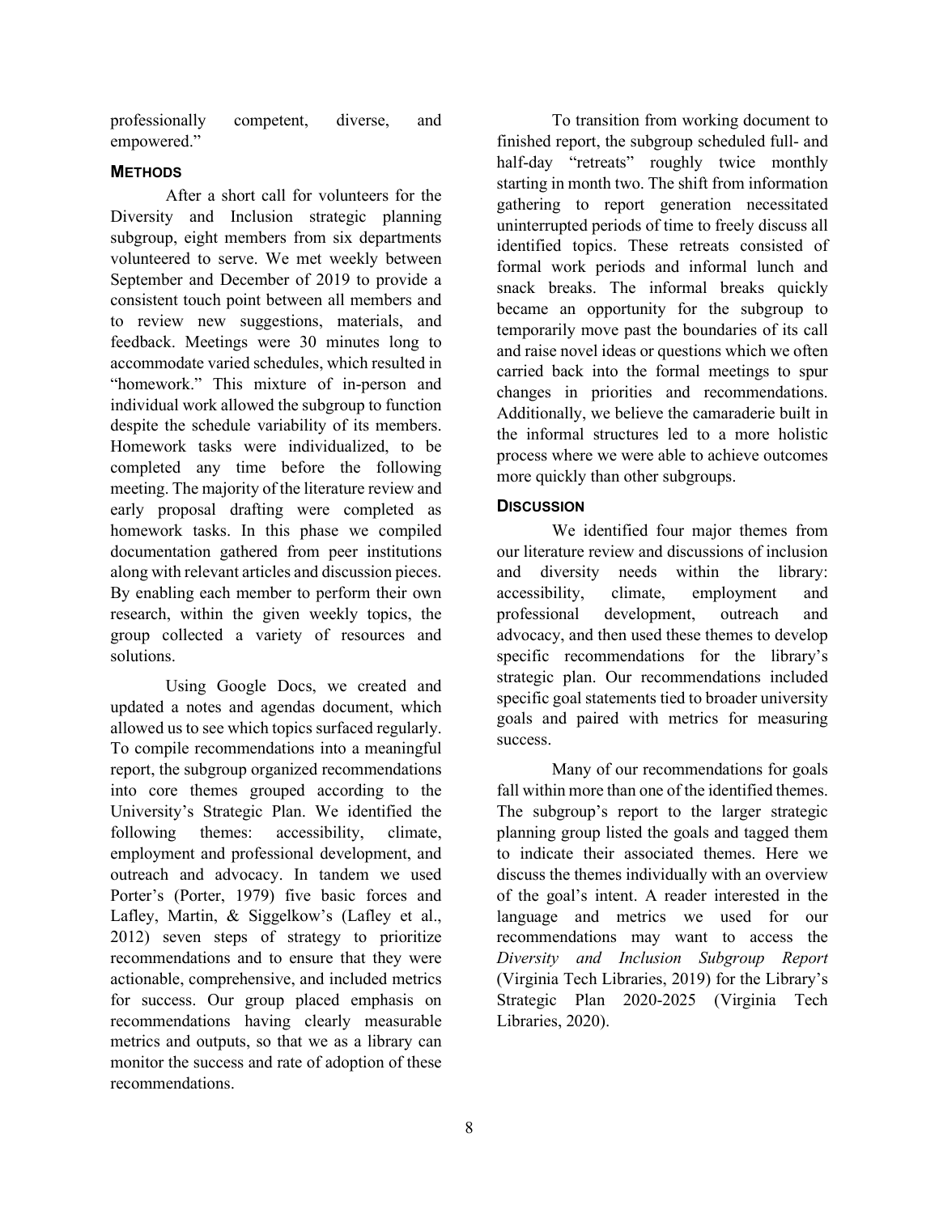professionally competent, diverse, and empowered."

## METHODS

After a short call for volunteers for the Diversity and Inclusion strategic planning subgroup, eight members from six departments volunteered to serve. We met weekly between September and December of 2019 to provide a consistent touch point between all members and to review new suggestions, materials, and feedback. Meetings were 30 minutes long to accommodate varied schedules, which resulted in "homework." This mixture of in-person and individual work allowed the subgroup to function despite the schedule variability of its members. Homework tasks were individualized, to be completed any time before the following meeting. The majority of the literature review and early proposal drafting were completed as homework tasks. In this phase we compiled documentation gathered from peer institutions along with relevant articles and discussion pieces. By enabling each member to perform their own research, within the given weekly topics, the group collected a variety of resources and solutions.

Using Google Docs, we created and updated a notes and agendas document, which allowed us to see which topics surfaced regularly. To compile recommendations into a meaningful report, the subgroup organized recommendations into core themes grouped according to the University's Strategic Plan. We identified the following themes: accessibility, climate, employment and professional development, and outreach and advocacy. In tandem we used Porter's (Porter, 1979) five basic forces and Lafley, Martin, & Siggelkow's (Lafley et al., 2012) seven steps of strategy to prioritize recommendations and to ensure that they were actionable, comprehensive, and included metrics for success. Our group placed emphasis on recommendations having clearly measurable metrics and outputs, so that we as a library can monitor the success and rate of adoption of these recommendations.

To transition from working document to finished report, the subgroup scheduled full- and half-day "retreats" roughly twice monthly starting in month two. The shift from information gathering to report generation necessitated uninterrupted periods of time to freely discuss all identified topics. These retreats consisted of formal work periods and informal lunch and snack breaks. The informal breaks quickly became an opportunity for the subgroup to temporarily move past the boundaries of its call and raise novel ideas or questions which we often carried back into the formal meetings to spur changes in priorities and recommendations. Additionally, we believe the camaraderie built in the informal structures led to a more holistic process where we were able to achieve outcomes more quickly than other subgroups.

## DISCUSSION

We identified four major themes from our literature review and discussions of inclusion and diversity needs within the library: accessibility, climate, employment and professional development, outreach and advocacy, and then used these themes to develop specific recommendations for the library's strategic plan. Our recommendations included specific goal statements tied to broader university goals and paired with metrics for measuring success.

Many of our recommendations for goals fall within more than one of the identified themes. The subgroup's report to the larger strategic planning group listed the goals and tagged them to indicate their associated themes. Here we discuss the themes individually with an overview of the goal's intent. A reader interested in the language and metrics we used for our recommendations may want to access the *Diversity and Inclusion Subgroup Report* (Virginia Tech Libraries, 2019) for the Library's Strategic Plan 2020-2025 (Virginia Tech Libraries, 2020).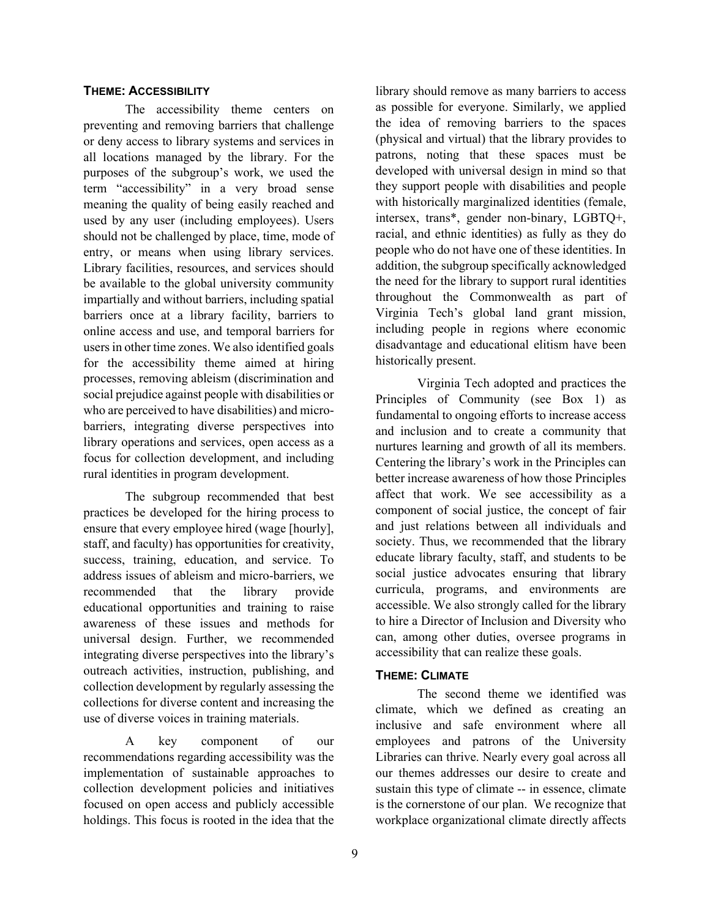### THEME: ACCESSIBILITY

The accessibility theme centers on preventing and removing barriers that challenge or deny access to library systems and services in all locations managed by the library. For the purposes of the subgroup's work, we used the term "accessibility" in a very broad sense meaning the quality of being easily reached and used by any user (including employees). Users should not be challenged by place, time, mode of entry, or means when using library services. Library facilities, resources, and services should be available to the global university community impartially and without barriers, including spatial barriers once at a library facility, barriers to online access and use, and temporal barriers for users in other time zones. We also identified goals for the accessibility theme aimed at hiring processes, removing ableism (discrimination and social prejudice against people with disabilities or who are perceived to have disabilities) and micro-barriers, integrating diverse perspectives into library operations and services, open access as a focus for collection development, and including rural identities in program development.

The subgroup recommended that best practices be developed for the hiring process to ensure that every employee hired (wage [hourly], staff, and faculty) has opportunities for creativity, success, training, education, and service. To address issues of ableism and micro-barriers, we recommended that the library provide educational opportunities and training to raise awareness of these issues and methods for universal design. Further, we recommended integrating diverse perspectives into the library's outreach activities, instruction, publishing, and collection development by regularly assessing the collections for diverse content and increasing the use of diverse voices in training materials.

A key component of our recommendations regarding accessibility was the implementation of sustainable approaches to collection development policies and initiatives focused on open access and publicly accessible holdings. This focus is rooted in the idea that the library should remove as many barriers to access as possible for everyone. Similarly, we applied the idea of removing barriers to the spaces (physical and virtual) that the library provides to patrons, noting that these spaces must be developed with universal design in mind so that they support people with disabilities and people with historically marginalized identities (female, intersex, trans*, gender non-binary, LGBTQ+, racial, and ethnic identities) as fully as they do people who do not have one of these identities. In addition, the subgroup specifically acknowledged the need for the library to support rural identities throughout the Commonwealth as part of Virginia Tech's global land grant mission, including people in regions where economic disadvantage and educational elitism have been historically present.

Virginia Tech adopted and practices the Principles of Community (see Box 1) as fundamental to ongoing efforts to increase access and inclusion and to create a community that nurtures learning and growth of all its members. Centering the library's work in the Principles can better increase awareness of how those Principles affect that work. We see accessibility as a component of social justice, the concept of fair and just relations between all individuals and society. Thus, we recommended that the library educate library faculty, staff, and students to be social justice advocates ensuring that library curricula, programs, and environments are accessible. We also strongly called for the library to hire a Director of Inclusion and Diversity who can, among other duties, oversee programs in accessibility that can realize these goals.

### THEME: CLIMATE

The second theme we identified was climate, which we defined as creating an inclusive and safe environment where all employees and patrons of the University Libraries can thrive. Nearly every goal across all our themes addresses our desire to create and sustain this type of climate -- in essence, climate is the cornerstone of our plan. We recognize that workplace organizational climate directly affects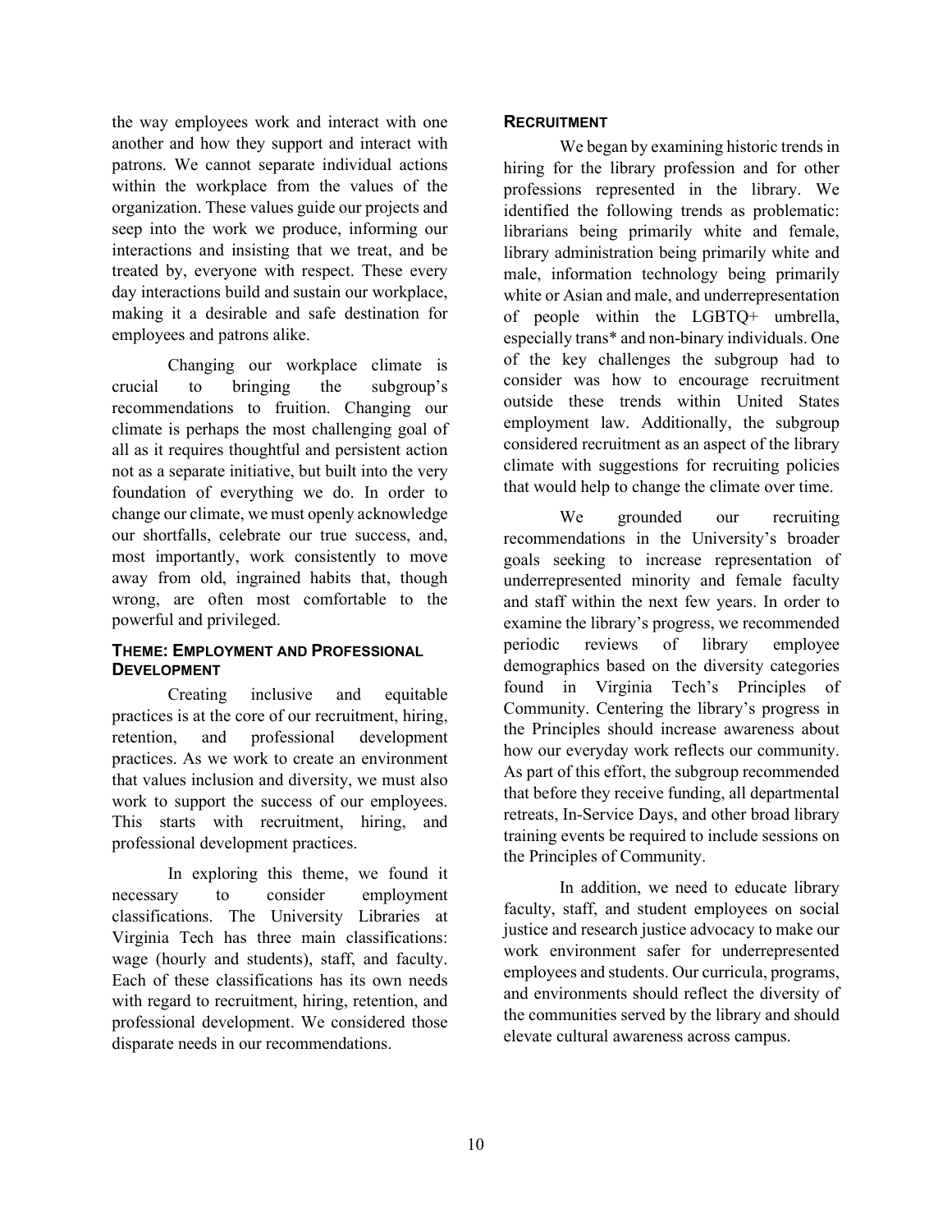the way employees work and interact with one another and how they support and interact with patrons. We cannot separate individual actions within the workplace from the values of the organization. These values guide our projects and seep into the work we produce, informing our interactions and insisting that we treat, and be treated by, everyone with respect. These every day interactions build and sustain our workplace, making it a desirable and safe destination for employees and patrons alike.

Changing our workplace climate is crucial to bringing the subgroup's recommendations to fruition. Changing our climate is perhaps the most challenging goal of all as it requires thoughtful and persistent action not as a separate initiative, but built into the very foundation of everything we do. In order to change our climate, we must openly acknowledge our shortfalls, celebrate our true success, and, most importantly, work consistently to move away from old, ingrained habits that, though wrong, are often most comfortable to the powerful and privileged.

### Theme: Employment and Professional Development

Creating inclusive and equitable practices is at the core of our recruitment, hiring, retention, and professional development practices. As we work to create an environment that values inclusion and diversity, we must also work to support the success of our employees. This starts with recruitment, hiring, and professional development practices.

In exploring this theme, we found it necessary to consider employment classifications. The University Libraries at Virginia Tech has three main classifications: wage (hourly and students), staff, and faculty. Each of these classifications has its own needs with regard to recruitment, hiring, retention, and professional development. We considered those disparate needs in our recommendations.

### Recruitment

We began by examining historic trends in hiring for the library profession and for other professions represented in the library. We identified the following trends as problematic: librarians being primarily white and female, library administration being primarily white and male, information technology being primarily white or Asian and male, and underrepresentation of people within the LGBTQ+ umbrella, especially trans* and non-binary individuals. One of the key challenges the subgroup had to consider was how to encourage recruitment outside these trends within United States employment law. Additionally, the subgroup considered recruitment as an aspect of the library climate with suggestions for recruiting policies that would help to change the climate over time.

We grounded our recruiting recommendations in the University's broader goals seeking to increase representation of underrepresented minority and female faculty and staff within the next few years. In order to examine the library's progress, we recommended periodic reviews of library employee demographics based on the diversity categories found in Virginia Tech's Principles of Community. Centering the library's progress in the Principles should increase awareness about how our everyday work reflects our community. As part of this effort, the subgroup recommended that before they receive funding, all departmental retreats, In-Service Days, and other broad library training events be required to include sessions on the Principles of Community.

In addition, we need to educate library faculty, staff, and student employees on social justice and research justice advocacy to make our work environment safer for underrepresented employees and students. Our curricula, programs, and environments should reflect the diversity of the communities served by the library and should elevate cultural awareness across campus.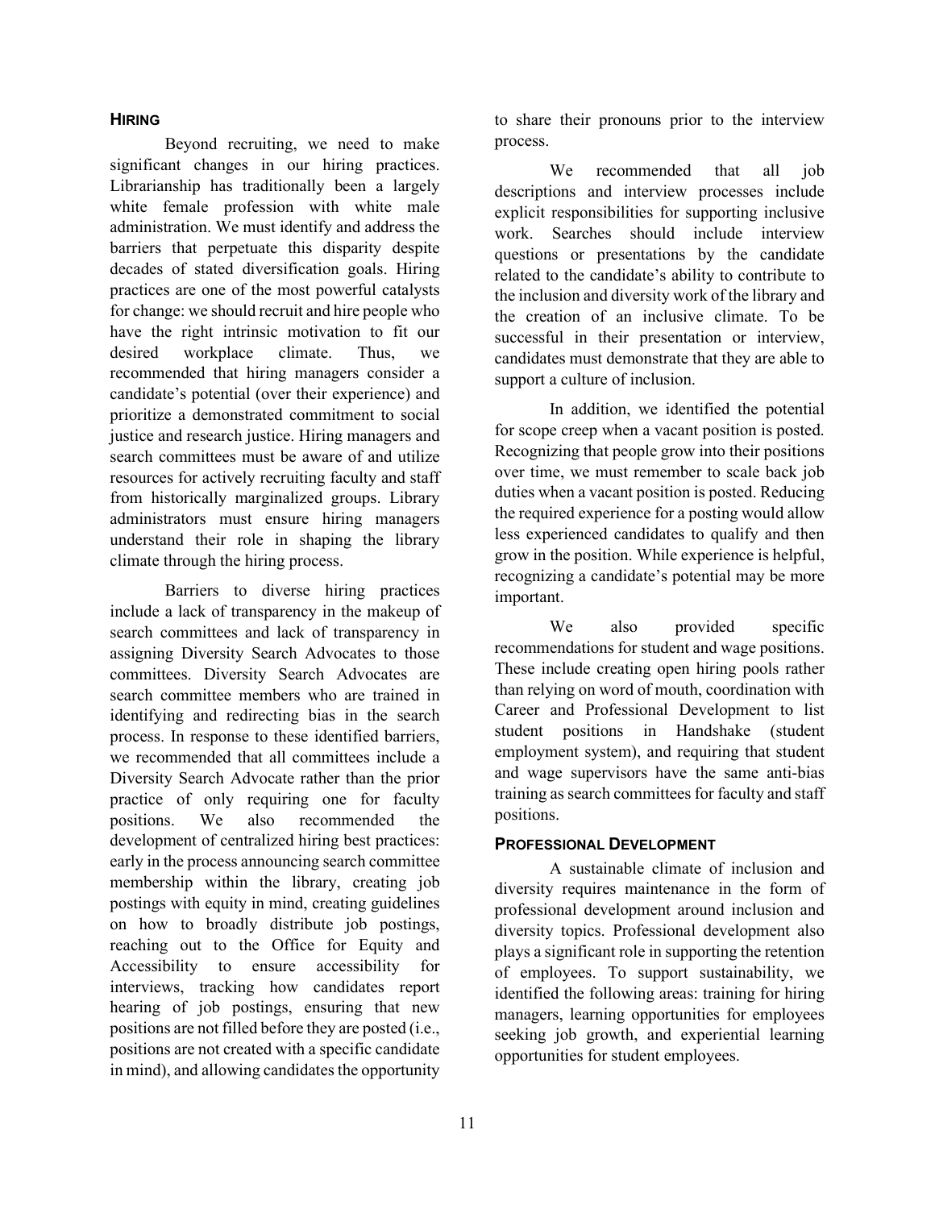## HIRING

Beyond recruiting, we need to make significant changes in our hiring practices. Librarianship has traditionally been a largely white female profession with white male administration. We must identify and address the barriers that perpetuate this disparity despite decades of stated diversification goals. Hiring practices are one of the most powerful catalysts for change: we should recruit and hire people who have the right intrinsic motivation to fit our desired workplace climate. Thus, we recommended that hiring managers consider a candidate's potential (over their experience) and prioritize a demonstrated commitment to social justice and research justice. Hiring managers and search committees must be aware of and utilize resources for actively recruiting faculty and staff from historically marginalized groups. Library administrators must ensure hiring managers understand their role in shaping the library climate through the hiring process.

Barriers to diverse hiring practices include a lack of transparency in the makeup of search committees and lack of transparency in assigning Diversity Search Advocates to those committees. Diversity Search Advocates are search committee members who are trained in identifying and redirecting bias in the search process. In response to these identified barriers, we recommended that all committees include a Diversity Search Advocate rather than the prior practice of only requiring one for faculty positions. We also recommended the development of centralized hiring best practices: early in the process announcing search committee membership within the library, creating job postings with equity in mind, creating guidelines on how to broadly distribute job postings, reaching out to the Office for Equity and Accessibility to ensure accessibility for interviews, tracking how candidates report hearing of job postings, ensuring that new positions are not filled before they are posted (i.e., positions are not created with a specific candidate in mind), and allowing candidates the opportunity to share their pronouns prior to the interview process.

We recommended that all job descriptions and interview processes include explicit responsibilities for supporting inclusive work. Searches should include interview questions or presentations by the candidate related to the candidate's ability to contribute to the inclusion and diversity work of the library and the creation of an inclusive climate. To be successful in their presentation or interview, candidates must demonstrate that they are able to support a culture of inclusion.

In addition, we identified the potential for scope creep when a vacant position is posted. Recognizing that people grow into their positions over time, we must remember to scale back job duties when a vacant position is posted. Reducing the required experience for a posting would allow less experienced candidates to qualify and then grow in the position. While experience is helpful, recognizing a candidate's potential may be more important.

We also provided specific recommendations for student and wage positions. These include creating open hiring pools rather than relying on word of mouth, coordination with Career and Professional Development to list student positions in Handshake (student employment system), and requiring that student and wage supervisors have the same anti-bias training as search committees for faculty and staff positions.

## PROFESSIONAL DEVELOPMENT

A sustainable climate of inclusion and diversity requires maintenance in the form of professional development around inclusion and diversity topics. Professional development also plays a significant role in supporting the retention of employees. To support sustainability, we identified the following areas: training for hiring managers, learning opportunities for employees seeking job growth, and experiential learning opportunities for student employees.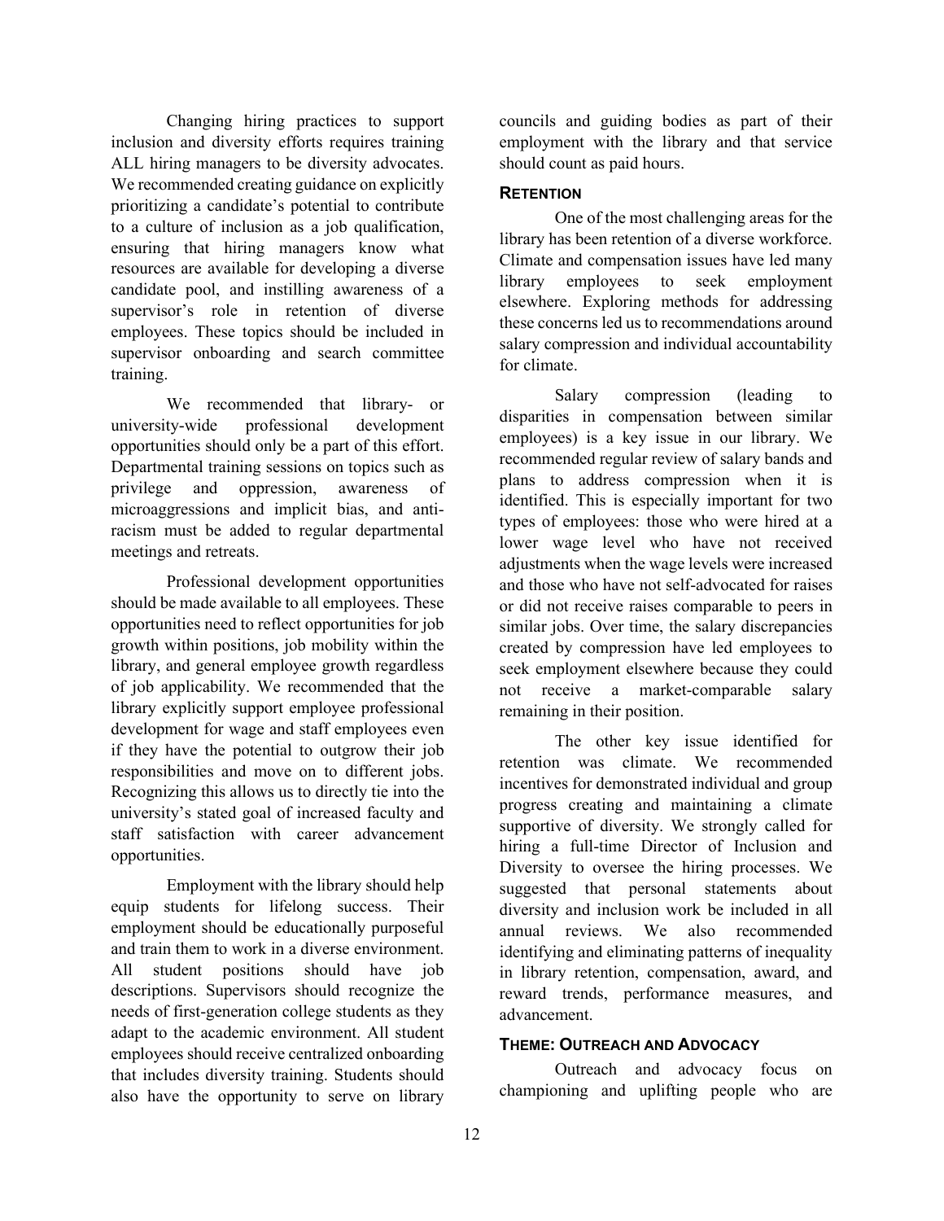Changing hiring practices to support inclusion and diversity efforts requires training ALL hiring managers to be diversity advocates. We recommended creating guidance on explicitly prioritizing a candidate's potential to contribute to a culture of inclusion as a job qualification, ensuring that hiring managers know what resources are available for developing a diverse candidate pool, and instilling awareness of a supervisor's role in retention of diverse employees. These topics should be included in supervisor onboarding and search committee training.

We recommended that library- or university-wide professional development opportunities should only be a part of this effort. Departmental training sessions on topics such as privilege and oppression, awareness of microaggressions and implicit bias, and anti-racism must be added to regular departmental meetings and retreats.

Professional development opportunities should be made available to all employees. These opportunities need to reflect opportunities for job growth within positions, job mobility within the library, and general employee growth regardless of job applicability. We recommended that the library explicitly support employee professional development for wage and staff employees even if they have the potential to outgrow their job responsibilities and move on to different jobs. Recognizing this allows us to directly tie into the university's stated goal of increased faculty and staff satisfaction with career advancement opportunities.

Employment with the library should help equip students for lifelong success. Their employment should be educationally purposeful and train them to work in a diverse environment. All student positions should have job descriptions. Supervisors should recognize the needs of first-generation college students as they adapt to the academic environment. All student employees should receive centralized onboarding that includes diversity training. Students should also have the opportunity to serve on library councils and guiding bodies as part of their employment with the library and that service should count as paid hours.

### RETENTION

One of the most challenging areas for the library has been retention of a diverse workforce. Climate and compensation issues have led many library employees to seek employment elsewhere. Exploring methods for addressing these concerns led us to recommendations around salary compression and individual accountability for climate.

Salary compression (leading to disparities in compensation between similar employees) is a key issue in our library. We recommended regular review of salary bands and plans to address compression when it is identified. This is especially important for two types of employees: those who were hired at a lower wage level who have not received adjustments when the wage levels were increased and those who have not self-advocated for raises or did not receive raises comparable to peers in similar jobs. Over time, the salary discrepancies created by compression have led employees to seek employment elsewhere because they could not receive a market-comparable salary remaining in their position.

The other key issue identified for retention was climate. We recommended incentives for demonstrated individual and group progress creating and maintaining a climate supportive of diversity. We strongly called for hiring a full-time Director of Inclusion and Diversity to oversee the hiring processes. We suggested that personal statements about diversity and inclusion work be included in all annual reviews. We also recommended identifying and eliminating patterns of inequality in library retention, compensation, award, and reward trends, performance measures, and advancement.

### THEME: OUTREACH AND ADVOCACY

Outreach and advocacy focus on championing and uplifting people who are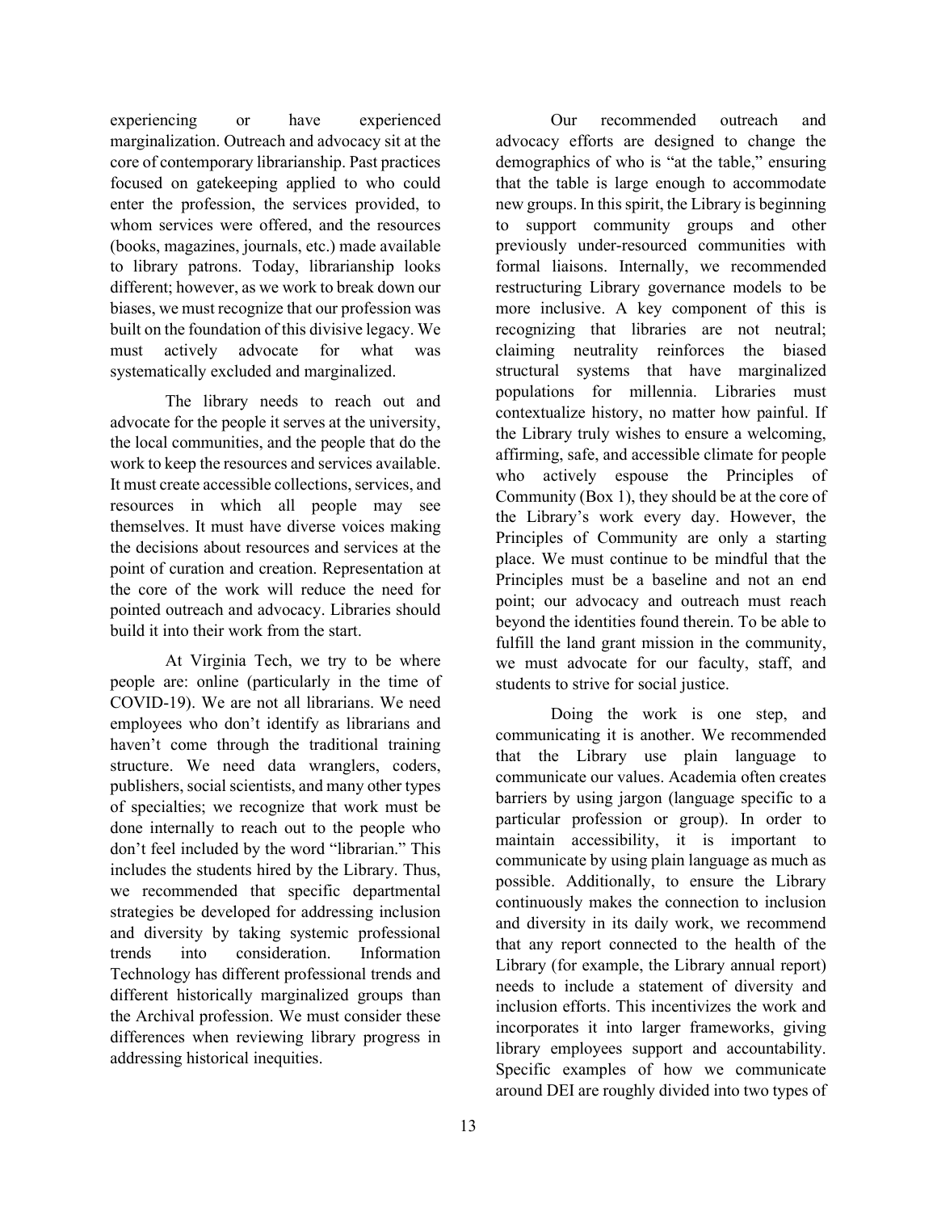experiencing or have experienced marginalization. Outreach and advocacy sit at the core of contemporary librarianship. Past practices focused on gatekeeping applied to who could enter the profession, the services provided, to whom services were offered, and the resources (books, magazines, journals, etc.) made available to library patrons. Today, librarianship looks different; however, as we work to break down our biases, we must recognize that our profession was built on the foundation of this divisive legacy. We must actively advocate for what was systematically excluded and marginalized.

The library needs to reach out and advocate for the people it serves at the university, the local communities, and the people that do the work to keep the resources and services available. It must create accessible collections, services, and resources in which all people may see themselves. It must have diverse voices making the decisions about resources and services at the point of curation and creation. Representation at the core of the work will reduce the need for pointed outreach and advocacy. Libraries should build it into their work from the start.

At Virginia Tech, we try to be where people are: online (particularly in the time of COVID-19). We are not all librarians. We need employees who don't identify as librarians and haven't come through the traditional training structure. We need data wranglers, coders, publishers, social scientists, and many other types of specialties; we recognize that work must be done internally to reach out to the people who don't feel included by the word "librarian." This includes the students hired by the Library. Thus, we recommended that specific departmental strategies be developed for addressing inclusion and diversity by taking systemic professional trends into consideration. Information Technology has different professional trends and different historically marginalized groups than the Archival profession. We must consider these differences when reviewing library progress in addressing historical inequities.

Our recommended outreach and advocacy efforts are designed to change the demographics of who is "at the table," ensuring that the table is large enough to accommodate new groups. In this spirit, the Library is beginning to support community groups and other previously under-resourced communities with formal liaisons. Internally, we recommended restructuring Library governance models to be more inclusive. A key component of this is recognizing that libraries are not neutral; claiming neutrality reinforces the biased structural systems that have marginalized populations for millennia. Libraries must contextualize history, no matter how painful. If the Library truly wishes to ensure a welcoming, affirming, safe, and accessible climate for people who actively espouse the Principles of Community (Box 1), they should be at the core of the Library's work every day. However, the Principles of Community are only a starting place. We must continue to be mindful that the Principles must be a baseline and not an end point; our advocacy and outreach must reach beyond the identities found therein. To be able to fulfill the land grant mission in the community, we must advocate for our faculty, staff, and students to strive for social justice.

Doing the work is one step, and communicating it is another. We recommended that the Library use plain language to communicate our values. Academia often creates barriers by using jargon (language specific to a particular profession or group). In order to maintain accessibility, it is important to communicate by using plain language as much as possible. Additionally, to ensure the Library continuously makes the connection to inclusion and diversity in its daily work, we recommend that any report connected to the health of the Library (for example, the Library annual report) needs to include a statement of diversity and inclusion efforts. This incentivizes the work and incorporates it into larger frameworks, giving library employees support and accountability. Specific examples of how we communicate around DEI are roughly divided into two types of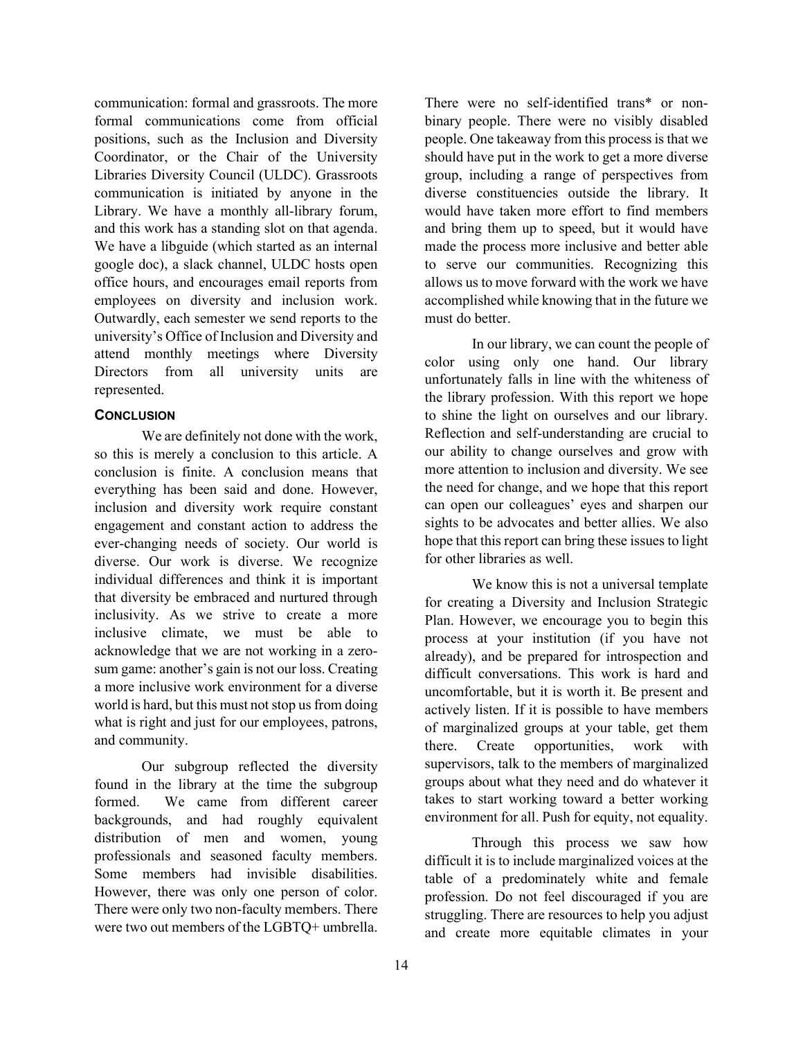communication: formal and grassroots. The more formal communications come from official positions, such as the Inclusion and Diversity Coordinator, or the Chair of the University Libraries Diversity Council (ULDC). Grassroots communication is initiated by anyone in the Library. We have a monthly all-library forum, and this work has a standing slot on that agenda. We have a libguide (which started as an internal google doc), a slack channel, ULDC hosts open office hours, and encourages email reports from employees on diversity and inclusion work. Outwardly, each semester we send reports to the university's Office of Inclusion and Diversity and attend monthly meetings where Diversity Directors from all university units are represented.

## Conclusion

We are definitely not done with the work, so this is merely a conclusion to this article. A conclusion is finite. A conclusion means that everything has been said and done. However, inclusion and diversity work require constant engagement and constant action to address the ever-changing needs of society. Our world is diverse. Our work is diverse. We recognize individual differences and think it is important that diversity be embraced and nurtured through inclusivity. As we strive to create a more inclusive climate, we must be able to acknowledge that we are not working in a zero-sum game: another's gain is not our loss. Creating a more inclusive work environment for a diverse world is hard, but this must not stop us from doing what is right and just for our employees, patrons, and community.

Our subgroup reflected the diversity found in the library at the time the subgroup formed. We came from different career backgrounds, and had roughly equivalent distribution of men and women, young professionals and seasoned faculty members. Some members had invisible disabilities. However, there was only one person of color. There were only two non-faculty members. There were two out members of the LGBTQ+ umbrella. There were no self-identified trans* or non-binary people. There were no visibly disabled people. One takeaway from this process is that we should have put in the work to get a more diverse group, including a range of perspectives from diverse constituencies outside the library. It would have taken more effort to find members and bring them up to speed, but it would have made the process more inclusive and better able to serve our communities. Recognizing this allows us to move forward with the work we have accomplished while knowing that in the future we must do better.

In our library, we can count the people of color using only one hand. Our library unfortunately falls in line with the whiteness of the library profession. With this report we hope to shine the light on ourselves and our library. Reflection and self-understanding are crucial to our ability to change ourselves and grow with more attention to inclusion and diversity. We see the need for change, and we hope that this report can open our colleagues' eyes and sharpen our sights to be advocates and better allies. We also hope that this report can bring these issues to light for other libraries as well.

We know this is not a universal template for creating a Diversity and Inclusion Strategic Plan. However, we encourage you to begin this process at your institution (if you have not already), and be prepared for introspection and difficult conversations. This work is hard and uncomfortable, but it is worth it. Be present and actively listen. If it is possible to have members of marginalized groups at your table, get them there. Create opportunities, work with supervisors, talk to the members of marginalized groups about what they need and do whatever it takes to start working toward a better working environment for all. Push for equity, not equality.

Through this process we saw how difficult it is to include marginalized voices at the table of a predominately white and female profession. Do not feel discouraged if you are struggling. There are resources to help you adjust and create more equitable climates in your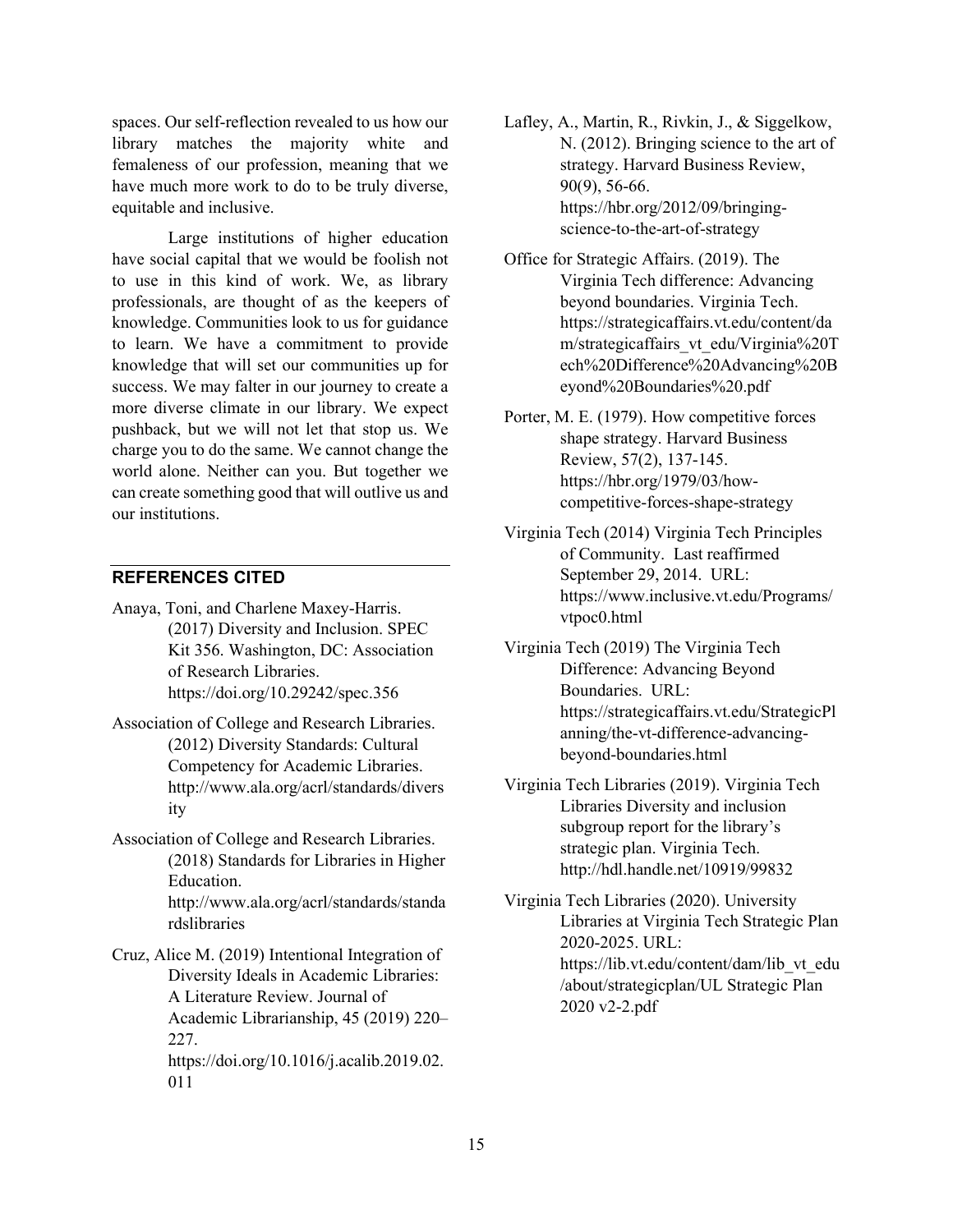spaces. Our self-reflection revealed to us how our library matches the majority white and femaleness of our profession, meaning that we have much more work to do to be truly diverse, equitable and inclusive.

Large institutions of higher education have social capital that we would be foolish not to use in this kind of work. We, as library professionals, are thought of as the keepers of knowledge. Communities look to us for guidance to learn. We have a commitment to provide knowledge that will set our communities up for success. We may falter in our journey to create a more diverse climate in our library. We expect pushback, but we will not let that stop us. We charge you to do the same. We cannot change the world alone. Neither can you. But together we can create something good that will outlive us and our institutions.

## REFERENCES CITED

Anaya, Toni, and Charlene Maxey-Harris. (2017) Diversity and Inclusion. SPEC Kit 356. Washington, DC: Association of Research Libraries. https://doi.org/10.29242/spec.356

Association of College and Research Libraries. (2012) Diversity Standards: Cultural Competency for Academic Libraries. http://www.ala.org/acrl/standards/diversity

Association of College and Research Libraries. (2018) Standards for Libraries in Higher Education. http://www.ala.org/acrl/standards/standardslibraries

Cruz, Alice M. (2019) Intentional Integration of Diversity Ideals in Academic Libraries: A Literature Review. Journal of Academic Librarianship, 45 (2019) 220–227. https://doi.org/10.1016/j.acalib.2019.02.011

Lafley, A., Martin, R., Rivkin, J., & Siggelkow, N. (2012). Bringing science to the art of strategy. Harvard Business Review, 90(9), 56-66. https://hbr.org/2012/09/bringing-science-to-the-art-of-strategy

Office for Strategic Affairs. (2019). The Virginia Tech difference: Advancing beyond boundaries. Virginia Tech. https://strategicaffairs.vt.edu/content/dam/strategicaffairs_vt_edu/Virginia%20Tech%20Difference%20Advancing%20Beyond%20Boundaries%20.pdf

Porter, M. E. (1979). How competitive forces shape strategy. Harvard Business Review, 57(2), 137-145. https://hbr.org/1979/03/how-competitive-forces-shape-strategy

Virginia Tech (2014) Virginia Tech Principles of Community. Last reaffirmed September 29, 2014. URL: https://www.inclusive.vt.edu/Programs/vtpoc0.html

Virginia Tech (2019) The Virginia Tech Difference: Advancing Beyond Boundaries. URL: https://strategicaffairs.vt.edu/StrategicPlanning/the-vt-difference-advancing-beyond-boundaries.html

Virginia Tech Libraries (2019). Virginia Tech Libraries Diversity and inclusion subgroup report for the library's strategic plan. Virginia Tech. http://hdl.handle.net/10919/99832

Virginia Tech Libraries (2020). University Libraries at Virginia Tech Strategic Plan 2020-2025. URL: https://lib.vt.edu/content/dam/lib_vt_edu/about/strategicplan/UL Strategic Plan 2020 v2-2.pdf